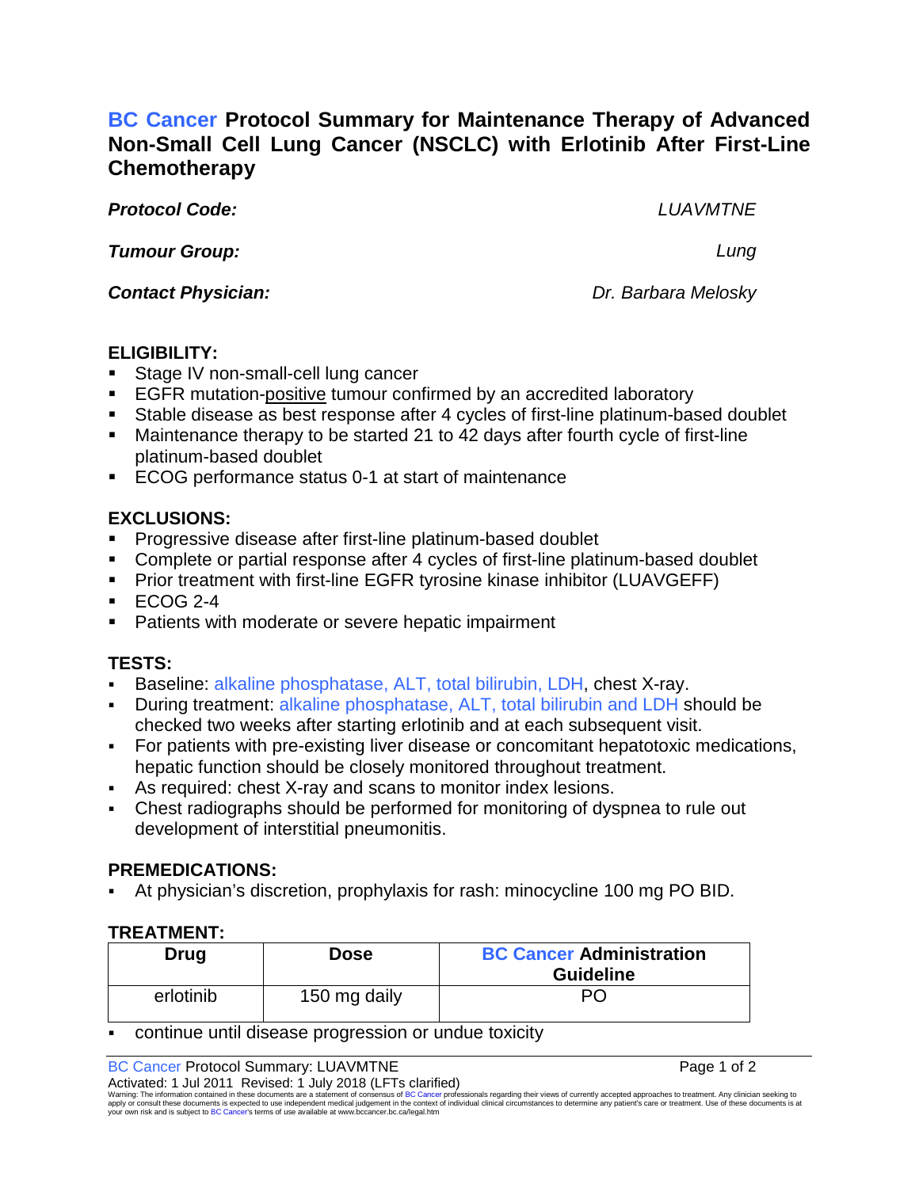# BC Cancer Protocol Summary for Maintenance Therapy of Advanced Non-Small Cell Lung Cancer (NSCLC) with Erlotinib After First-Line Chemotherapy

***Protocol Code:*** *LUAVMTNE*

***Tumour Group:*** *Lung*

***Contact Physician:*** *Dr. Barbara Melosky*

## ELIGIBILITY:

- Stage IV non-small-cell lung cancer
- EGFR mutation-positive tumour confirmed by an accredited laboratory
- Stable disease as best response after 4 cycles of first-line platinum-based doublet
- Maintenance therapy to be started 21 to 42 days after fourth cycle of first-line platinum-based doublet
- ECOG performance status 0-1 at start of maintenance

## EXCLUSIONS:

- Progressive disease after first-line platinum-based doublet
- Complete or partial response after 4 cycles of first-line platinum-based doublet
- Prior treatment with first-line EGFR tyrosine kinase inhibitor (LUAVGEFF)
- ECOG 2-4
- Patients with moderate or severe hepatic impairment

## TESTS:

- Baseline: alkaline phosphatase, ALT, total bilirubin, LDH, chest X-ray.
- During treatment: alkaline phosphatase, ALT, total bilirubin and LDH should be checked two weeks after starting erlotinib and at each subsequent visit.
- For patients with pre-existing liver disease or concomitant hepatotoxic medications, hepatic function should be closely monitored throughout treatment.
- As required: chest X-ray and scans to monitor index lesions.
- Chest radiographs should be performed for monitoring of dyspnea to rule out development of interstitial pneumonitis.

## PREMEDICATIONS:

- At physician's discretion, prophylaxis for rash: minocycline 100 mg PO BID.

## TREATMENT:

| Drug | Dose | BC Cancer Administration Guideline |
|---|---|---|
| erlotinib | 150 mg daily | PO |

- continue until disease progression or undue toxicity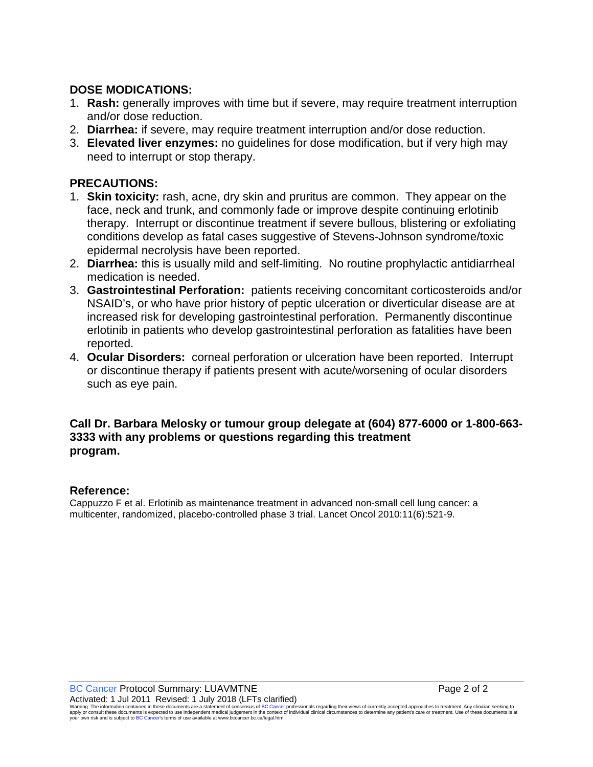## DOSE MODICATIONS:

1. **Rash:** generally improves with time but if severe, may require treatment interruption and/or dose reduction.
2. **Diarrhea:** if severe, may require treatment interruption and/or dose reduction.
3. **Elevated liver enzymes:** no guidelines for dose modification, but if very high may need to interrupt or stop therapy.

## PRECAUTIONS:

1. **Skin toxicity:** rash, acne, dry skin and pruritus are common. They appear on the face, neck and trunk, and commonly fade or improve despite continuing erlotinib therapy. Interrupt or discontinue treatment if severe bullous, blistering or exfoliating conditions develop as fatal cases suggestive of Stevens-Johnson syndrome/toxic epidermal necrolysis have been reported.
2. **Diarrhea:** this is usually mild and self-limiting. No routine prophylactic antidiarrheal medication is needed.
3. **Gastrointestinal Perforation:** patients receiving concomitant corticosteroids and/or NSAID's, or who have prior history of peptic ulceration or diverticular disease are at increased risk for developing gastrointestinal perforation. Permanently discontinue erlotinib in patients who develop gastrointestinal perforation as fatalities have been reported.
4. **Ocular Disorders:** corneal perforation or ulceration have been reported. Interrupt or discontinue therapy if patients present with acute/worsening of ocular disorders such as eye pain.

**Call Dr. Barbara Melosky or tumour group delegate at (604) 877-6000 or 1-800-663-3333 with any problems or questions regarding this treatment program.**

## Reference:

Cappuzzo F et al. Erlotinib as maintenance treatment in advanced non-small cell lung cancer: a multicenter, randomized, placebo-controlled phase 3 trial. Lancet Oncol 2010:11(6):521-9.